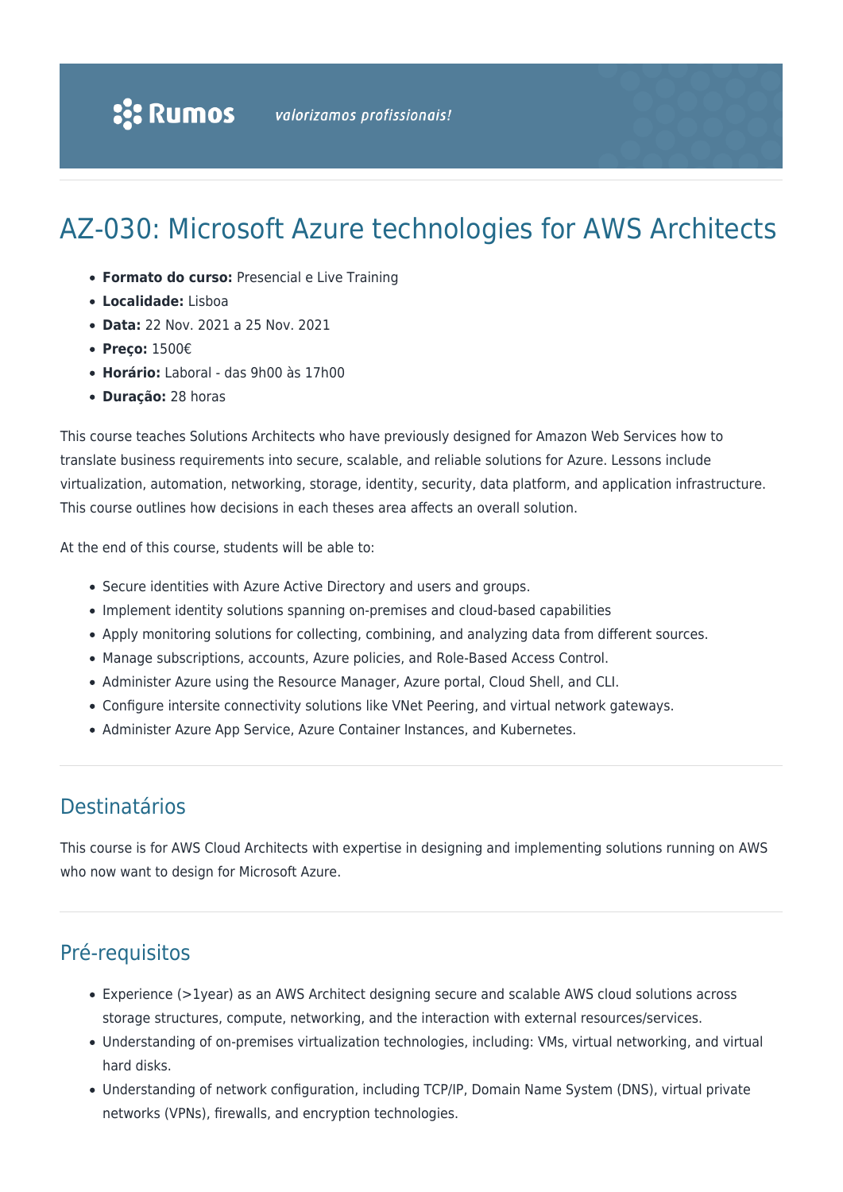# AZ-030: Microsoft Azure technologies for AWS Architects

- **Formato do curso:** Presencial e Live Training
- **Localidade:** Lisboa
- **Data:** 22 Nov. 2021 a 25 Nov. 2021
- **Preço:** 1500€
- **Horário:** Laboral - das 9h00 às 17h00
- **Duração:** 28 horas

This course teaches Solutions Architects who have previously designed for Amazon Web Services how to translate business requirements into secure, scalable, and reliable solutions for Azure. Lessons include virtualization, automation, networking, storage, identity, security, data platform, and application infrastructure. This course outlines how decisions in each theses area affects an overall solution.

At the end of this course, students will be able to:

- Secure identities with Azure Active Directory and users and groups.
- Implement identity solutions spanning on-premises and cloud-based capabilities
- Apply monitoring solutions for collecting, combining, and analyzing data from different sources.
- Manage subscriptions, accounts, Azure policies, and Role-Based Access Control.
- Administer Azure using the Resource Manager, Azure portal, Cloud Shell, and CLI.
- Configure intersite connectivity solutions like VNet Peering, and virtual network gateways.
- Administer Azure App Service, Azure Container Instances, and Kubernetes.

## Destinatários

This course is for AWS Cloud Architects with expertise in designing and implementing solutions running on AWS who now want to design for Microsoft Azure.

## Pré-requisitos

- Experience (>1year) as an AWS Architect designing secure and scalable AWS cloud solutions across storage structures, compute, networking, and the interaction with external resources/services.
- Understanding of on-premises virtualization technologies, including: VMs, virtual networking, and virtual hard disks.
- Understanding of network configuration, including TCP/IP, Domain Name System (DNS), virtual private networks (VPNs), firewalls, and encryption technologies.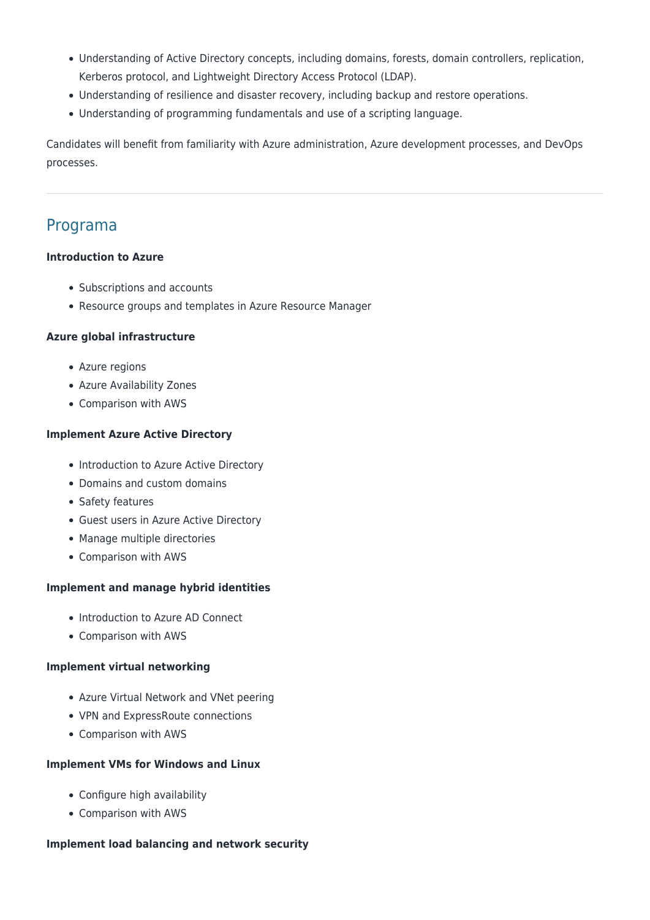- Understanding of Active Directory concepts, including domains, forests, domain controllers, replication, Kerberos protocol, and Lightweight Directory Access Protocol (LDAP).
- Understanding of resilience and disaster recovery, including backup and restore operations.
- Understanding of programming fundamentals and use of a scripting language.

Candidates will benefit from familiarity with Azure administration, Azure development processes, and DevOps processes.

## Programa

**Introduction to Azure**

- Subscriptions and accounts
- Resource groups and templates in Azure Resource Manager

**Azure global infrastructure**

- Azure regions
- Azure Availability Zones
- Comparison with AWS

**Implement Azure Active Directory**

- Introduction to Azure Active Directory
- Domains and custom domains
- Safety features
- Guest users in Azure Active Directory
- Manage multiple directories
- Comparison with AWS

**Implement and manage hybrid identities**

- Introduction to Azure AD Connect
- Comparison with AWS

**Implement virtual networking**

- Azure Virtual Network and VNet peering
- VPN and ExpressRoute connections
- Comparison with AWS

**Implement VMs for Windows and Linux**

- Configure high availability
- Comparison with AWS

**Implement load balancing and network security**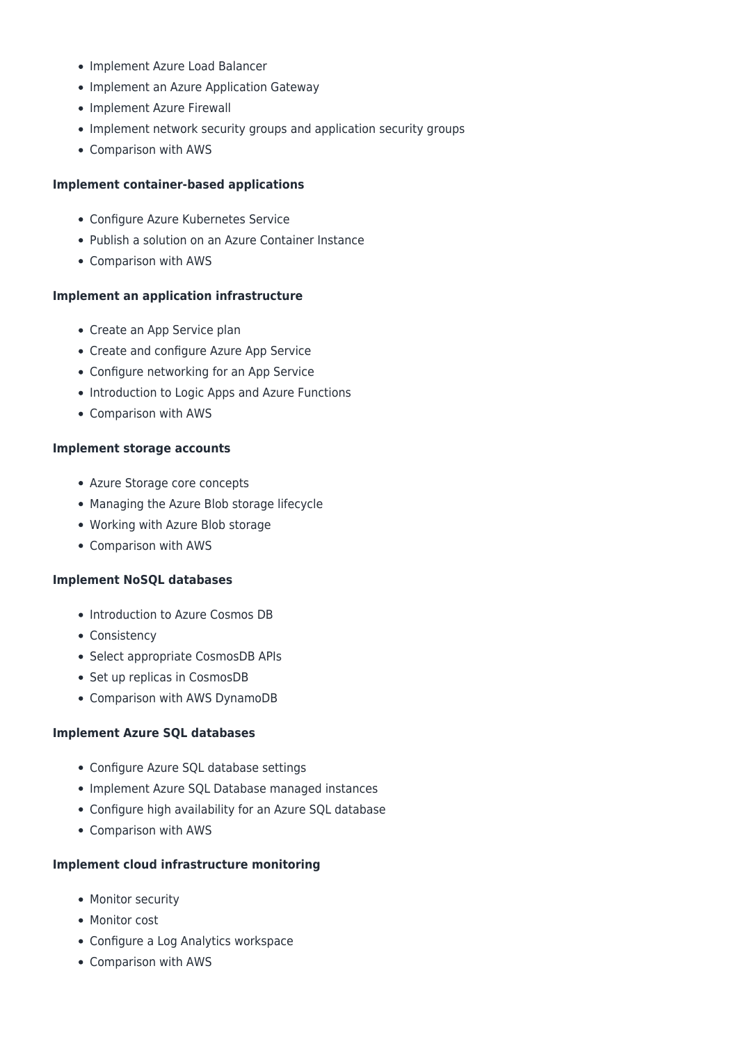- Implement Azure Load Balancer
- Implement an Azure Application Gateway
- Implement Azure Firewall
- Implement network security groups and application security groups
- Comparison with AWS

**Implement container-based applications**

- Configure Azure Kubernetes Service
- Publish a solution on an Azure Container Instance
- Comparison with AWS

**Implement an application infrastructure**

- Create an App Service plan
- Create and configure Azure App Service
- Configure networking for an App Service
- Introduction to Logic Apps and Azure Functions
- Comparison with AWS

**Implement storage accounts**

- Azure Storage core concepts
- Managing the Azure Blob storage lifecycle
- Working with Azure Blob storage
- Comparison with AWS

**Implement NoSQL databases**

- Introduction to Azure Cosmos DB
- Consistency
- Select appropriate CosmosDB APIs
- Set up replicas in CosmosDB
- Comparison with AWS DynamoDB

**Implement Azure SQL databases**

- Configure Azure SQL database settings
- Implement Azure SQL Database managed instances
- Configure high availability for an Azure SQL database
- Comparison with AWS

**Implement cloud infrastructure monitoring**

- Monitor security
- Monitor cost
- Configure a Log Analytics workspace
- Comparison with AWS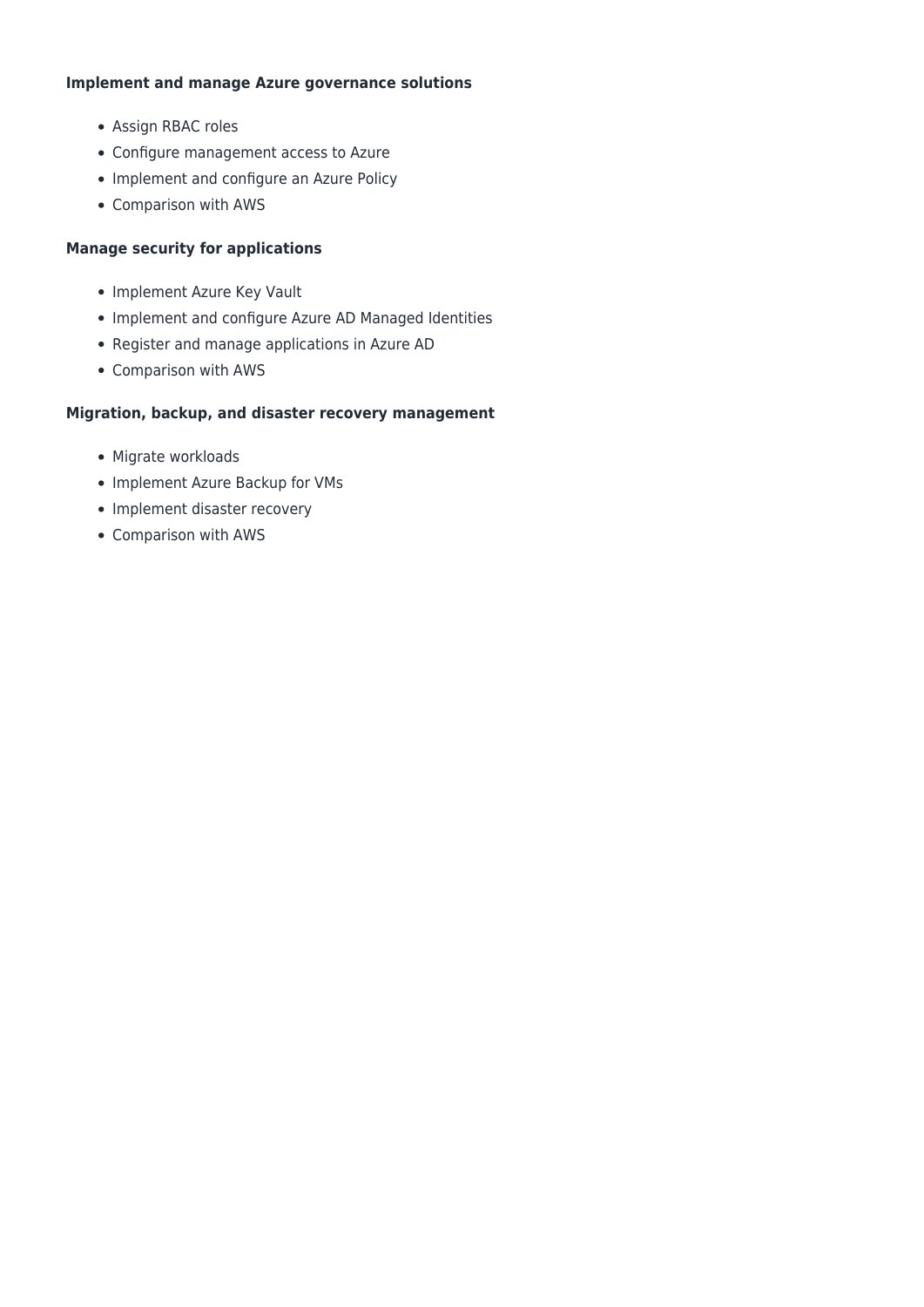**Implement and manage Azure governance solutions**

- Assign RBAC roles
- Configure management access to Azure
- Implement and configure an Azure Policy
- Comparison with AWS

**Manage security for applications**

- Implement Azure Key Vault
- Implement and configure Azure AD Managed Identities
- Register and manage applications in Azure AD
- Comparison with AWS

**Migration, backup, and disaster recovery management**

- Migrate workloads
- Implement Azure Backup for VMs
- Implement disaster recovery
- Comparison with AWS